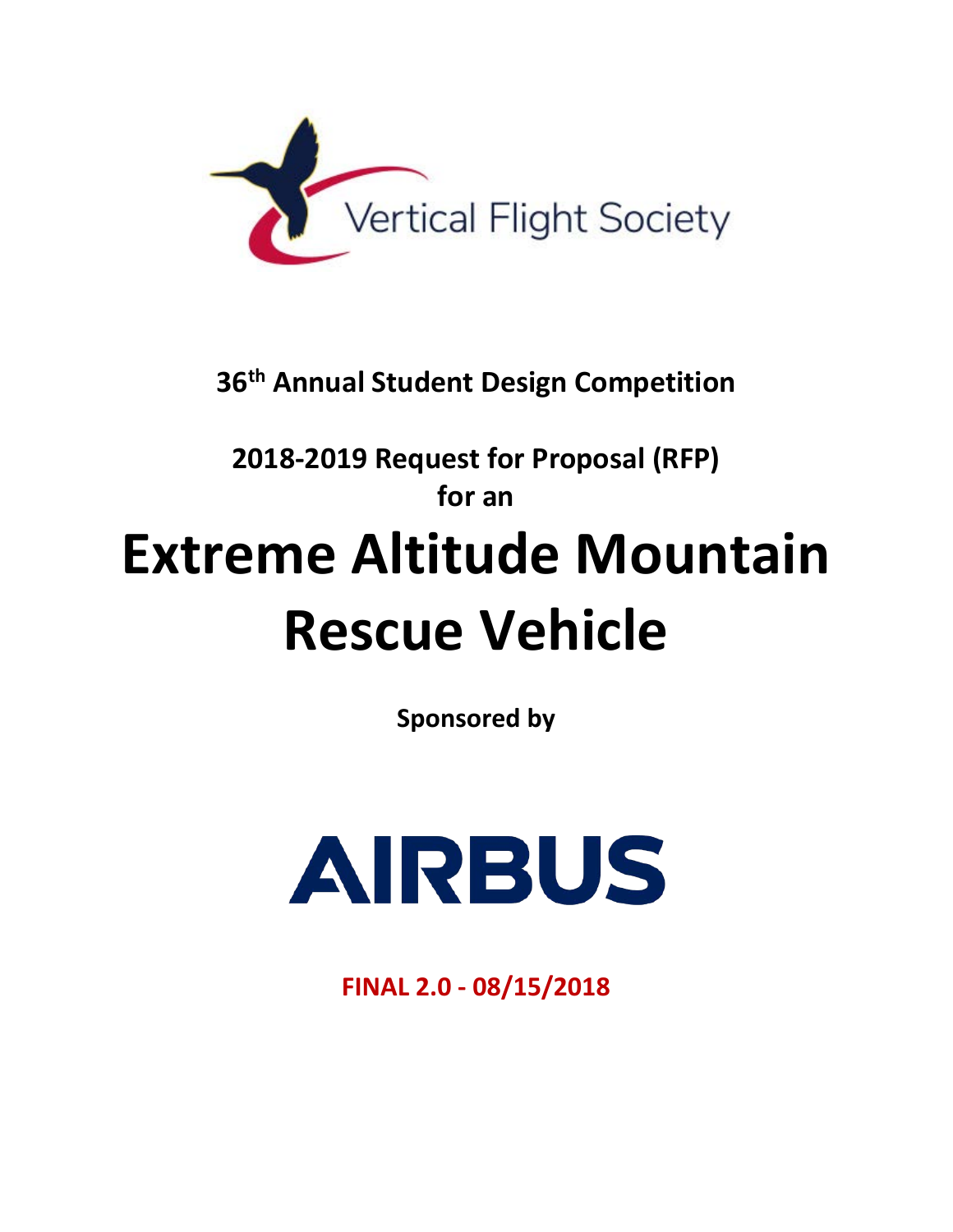Vertical Flight Society

**36th Annual Student Design Competition**

**2018-2019 Request for Proposal (RFP) for an**

# Extreme Altitude Mountain Rescue Vehicle

**Sponsored by**

AIRBUS

**FINAL 2.0 - 08/15/2018**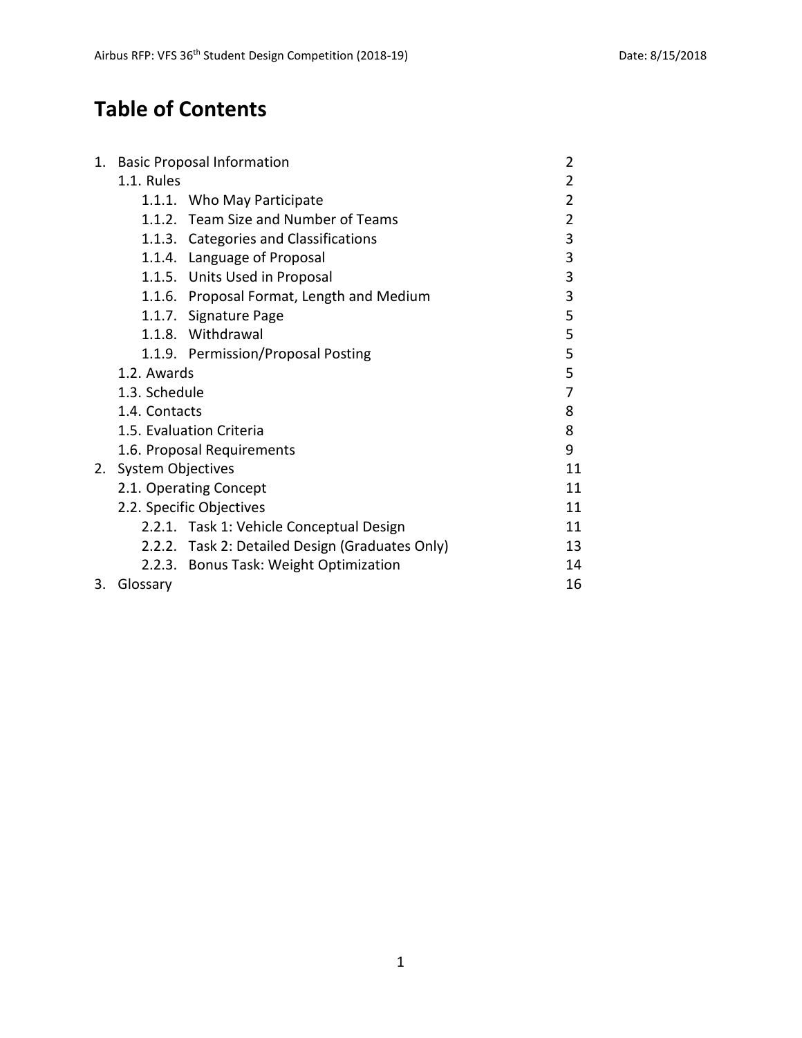# Table of Contents

| | |
|---|---|
| 1. Basic Proposal Information | 2 |
| 1.1. Rules | 2 |
| 1.1.1. Who May Participate | 2 |
| 1.1.2. Team Size and Number of Teams | 2 |
| 1.1.3. Categories and Classifications | 3 |
| 1.1.4. Language of Proposal | 3 |
| 1.1.5. Units Used in Proposal | 3 |
| 1.1.6. Proposal Format, Length and Medium | 3 |
| 1.1.7. Signature Page | 5 |
| 1.1.8. Withdrawal | 5 |
| 1.1.9. Permission/Proposal Posting | 5 |
| 1.2. Awards | 5 |
| 1.3. Schedule | 7 |
| 1.4. Contacts | 8 |
| 1.5. Evaluation Criteria | 8 |
| 1.6. Proposal Requirements | 9 |
| 2. System Objectives | 11 |
| 2.1. Operating Concept | 11 |
| 2.2. Specific Objectives | 11 |
| 2.2.1. Task 1: Vehicle Conceptual Design | 11 |
| 2.2.2. Task 2: Detailed Design (Graduates Only) | 13 |
| 2.2.3. Bonus Task: Weight Optimization | 14 |
| 3. Glossary | 16 |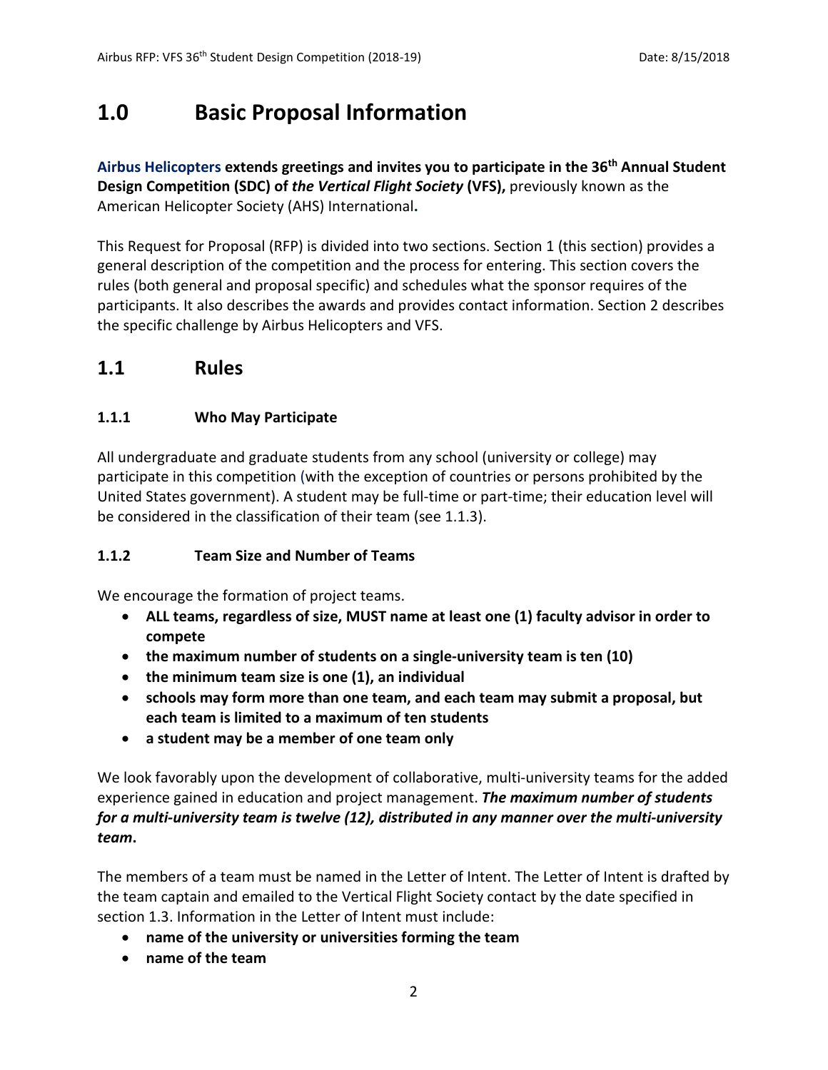# 1.0 Basic Proposal Information

**Airbus Helicopters extends greetings and invites you to participate in the 36th Annual Student Design Competition (SDC) of *the Vertical Flight Society* (VFS),** previously known as the American Helicopter Society (AHS) International**.**

This Request for Proposal (RFP) is divided into two sections. Section 1 (this section) provides a general description of the competition and the process for entering. This section covers the rules (both general and proposal specific) and schedules what the sponsor requires of the participants. It also describes the awards and provides contact information. Section 2 describes the specific challenge by Airbus Helicopters and VFS.

## 1.1 Rules

### 1.1.1 Who May Participate

All undergraduate and graduate students from any school (university or college) may participate in this competition (with the exception of countries or persons prohibited by the United States government). A student may be full-time or part-time; their education level will be considered in the classification of their team (see 1.1.3).

### 1.1.2 Team Size and Number of Teams

We encourage the formation of project teams.

- **ALL teams, regardless of size, MUST name at least one (1) faculty advisor in order to compete**
- **the maximum number of students on a single-university team is ten (10)**
- **the minimum team size is one (1), an individual**
- **schools may form more than one team, and each team may submit a proposal, but each team is limited to a maximum of ten students**
- **a student may be a member of one team only**

We look favorably upon the development of collaborative, multi-university teams for the added experience gained in education and project management. ***The maximum number of students for a multi-university team is twelve (12), distributed in any manner over the multi-university team*.**

The members of a team must be named in the Letter of Intent. The Letter of Intent is drafted by the team captain and emailed to the Vertical Flight Society contact by the date specified in section 1.3. Information in the Letter of Intent must include:

- **name of the university or universities forming the team**
- **name of the team**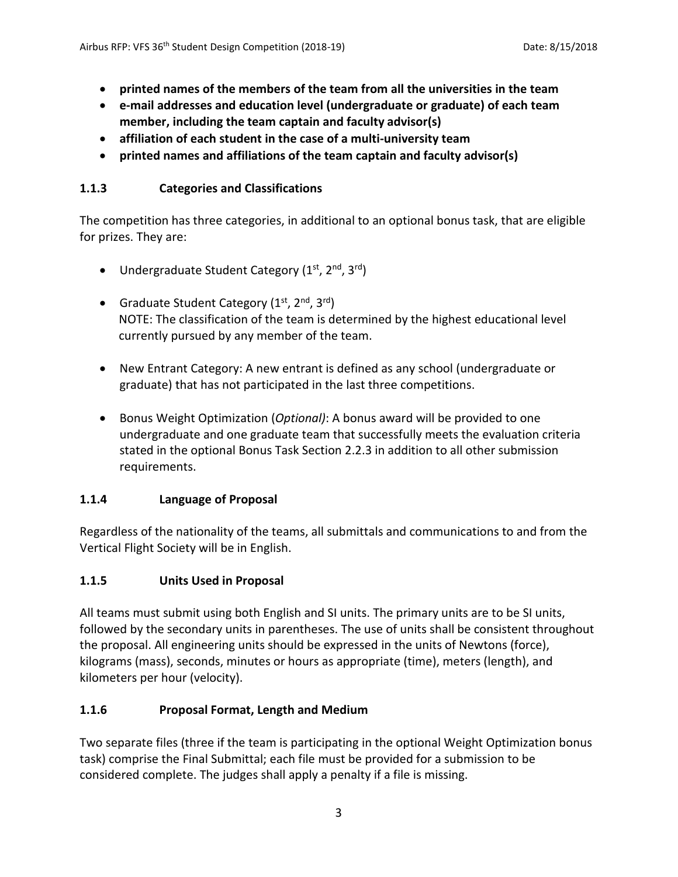- **printed names of the members of the team from all the universities in the team**
- **e-mail addresses and education level (undergraduate or graduate) of each team member, including the team captain and faculty advisor(s)**
- **affiliation of each student in the case of a multi-university team**
- **printed names and affiliations of the team captain and faculty advisor(s)**

### 1.1.3 Categories and Classifications

The competition has three categories, in additional to an optional bonus task, that are eligible for prizes. They are:

- Undergraduate Student Category (1st, 2nd, 3rd)
- Graduate Student Category (1st, 2nd, 3rd)
  NOTE: The classification of the team is determined by the highest educational level currently pursued by any member of the team.
- New Entrant Category: A new entrant is defined as any school (undergraduate or graduate) that has not participated in the last three competitions.
- Bonus Weight Optimization (*Optional)*: A bonus award will be provided to one undergraduate and one graduate team that successfully meets the evaluation criteria stated in the optional Bonus Task Section 2.2.3 in addition to all other submission requirements.

### 1.1.4 Language of Proposal

Regardless of the nationality of the teams, all submittals and communications to and from the Vertical Flight Society will be in English.

### 1.1.5 Units Used in Proposal

All teams must submit using both English and SI units. The primary units are to be SI units, followed by the secondary units in parentheses. The use of units shall be consistent throughout the proposal. All engineering units should be expressed in the units of Newtons (force), kilograms (mass), seconds, minutes or hours as appropriate (time), meters (length), and kilometers per hour (velocity).

### 1.1.6 Proposal Format, Length and Medium

Two separate files (three if the team is participating in the optional Weight Optimization bonus task) comprise the Final Submittal; each file must be provided for a submission to be considered complete. The judges shall apply a penalty if a file is missing.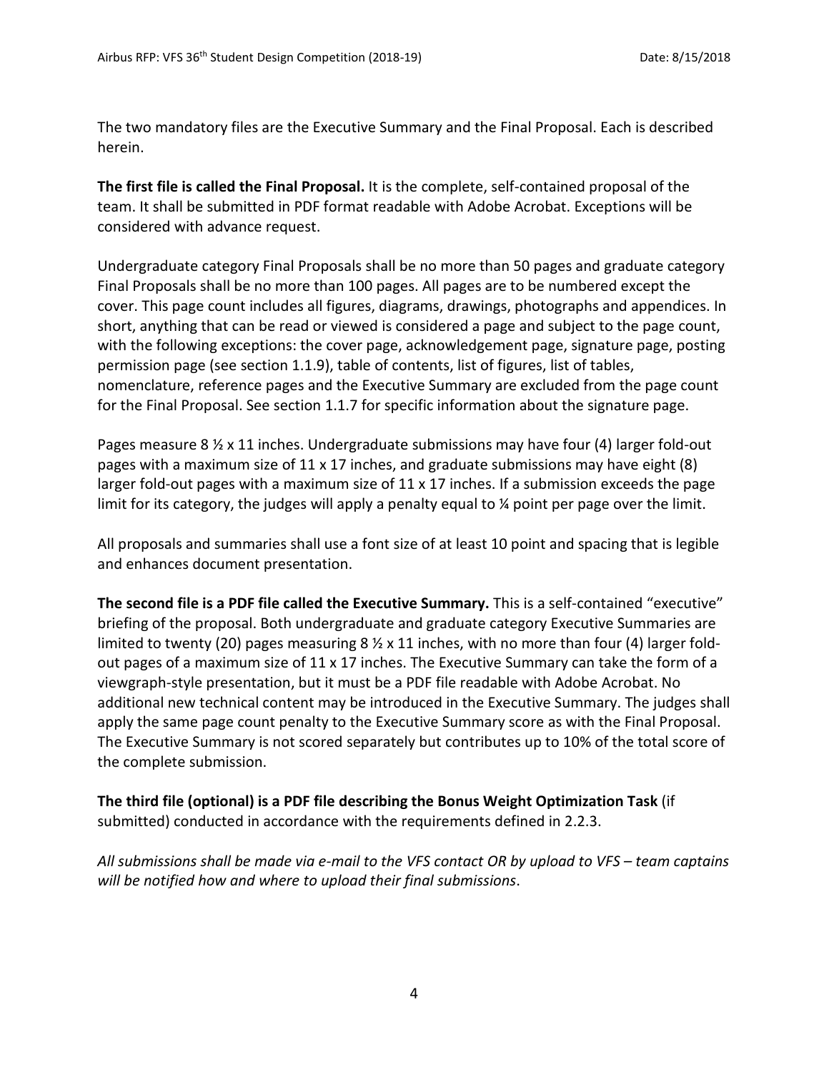The two mandatory files are the Executive Summary and the Final Proposal. Each is described herein.

**The first file is called the Final Proposal.** It is the complete, self-contained proposal of the team. It shall be submitted in PDF format readable with Adobe Acrobat. Exceptions will be considered with advance request.

Undergraduate category Final Proposals shall be no more than 50 pages and graduate category Final Proposals shall be no more than 100 pages. All pages are to be numbered except the cover. This page count includes all figures, diagrams, drawings, photographs and appendices. In short, anything that can be read or viewed is considered a page and subject to the page count, with the following exceptions: the cover page, acknowledgement page, signature page, posting permission page (see section 1.1.9), table of contents, list of figures, list of tables, nomenclature, reference pages and the Executive Summary are excluded from the page count for the Final Proposal. See section 1.1.7 for specific information about the signature page.

Pages measure 8 ½ x 11 inches. Undergraduate submissions may have four (4) larger fold-out pages with a maximum size of 11 x 17 inches, and graduate submissions may have eight (8) larger fold-out pages with a maximum size of 11 x 17 inches. If a submission exceeds the page limit for its category, the judges will apply a penalty equal to ¼ point per page over the limit.

All proposals and summaries shall use a font size of at least 10 point and spacing that is legible and enhances document presentation.

**The second file is a PDF file called the Executive Summary.** This is a self-contained "executive" briefing of the proposal. Both undergraduate and graduate category Executive Summaries are limited to twenty (20) pages measuring 8 ½ x 11 inches, with no more than four (4) larger fold-out pages of a maximum size of 11 x 17 inches. The Executive Summary can take the form of a viewgraph-style presentation, but it must be a PDF file readable with Adobe Acrobat. No additional new technical content may be introduced in the Executive Summary. The judges shall apply the same page count penalty to the Executive Summary score as with the Final Proposal. The Executive Summary is not scored separately but contributes up to 10% of the total score of the complete submission.

**The third file (optional) is a PDF file describing the Bonus Weight Optimization Task** (if submitted) conducted in accordance with the requirements defined in 2.2.3.

*All submissions shall be made via e-mail to the VFS contact OR by upload to VFS – team captains will be notified how and where to upload their final submissions*.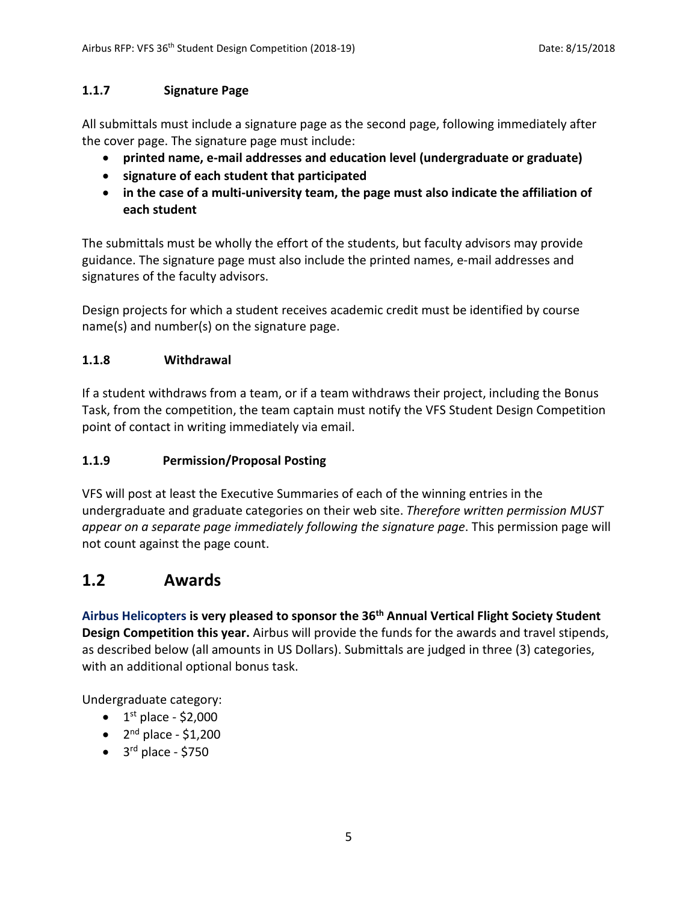### 1.1.7 Signature Page

All submittals must include a signature page as the second page, following immediately after the cover page. The signature page must include:

- **printed name, e-mail addresses and education level (undergraduate or graduate)**
- **signature of each student that participated**
- **in the case of a multi-university team, the page must also indicate the affiliation of each student**

The submittals must be wholly the effort of the students, but faculty advisors may provide guidance. The signature page must also include the printed names, e-mail addresses and signatures of the faculty advisors.

Design projects for which a student receives academic credit must be identified by course name(s) and number(s) on the signature page.

### 1.1.8 Withdrawal

If a student withdraws from a team, or if a team withdraws their project, including the Bonus Task, from the competition, the team captain must notify the VFS Student Design Competition point of contact in writing immediately via email.

### 1.1.9 Permission/Proposal Posting

VFS will post at least the Executive Summaries of each of the winning entries in the undergraduate and graduate categories on their web site. *Therefore written permission MUST appear on a separate page immediately following the signature page*. This permission page will not count against the page count.

## 1.2 Awards

**Airbus Helicopters is very pleased to sponsor the 36th Annual Vertical Flight Society Student Design Competition this year.** Airbus will provide the funds for the awards and travel stipends, as described below (all amounts in US Dollars). Submittals are judged in three (3) categories, with an additional optional bonus task.

Undergraduate category:

- 1st place - $2,000
- 2nd place - $1,200
- 3rd place - $750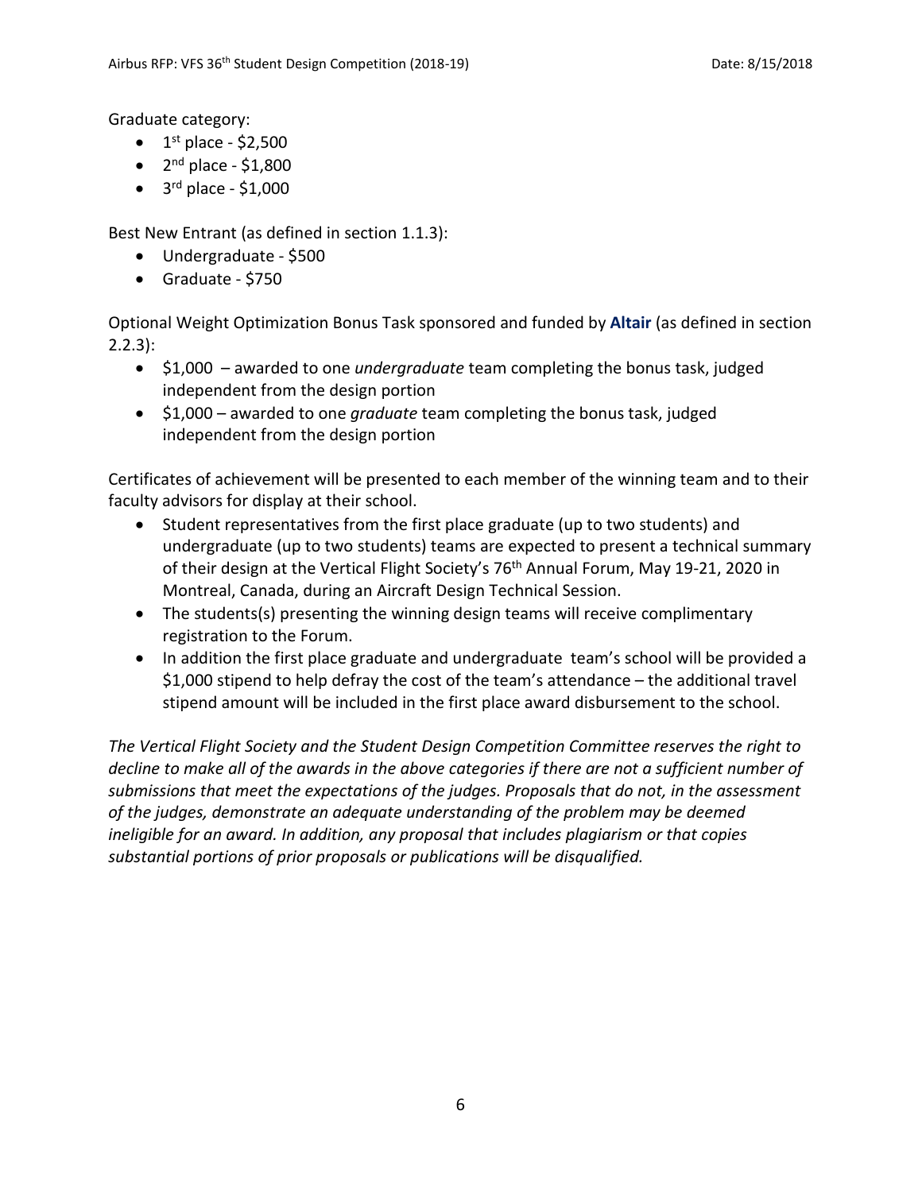Graduate category:

- 1st place - $2,500
- 2nd place - $1,800
- 3rd place - $1,000

Best New Entrant (as defined in section 1.1.3):

- Undergraduate - $500
- Graduate - $750

Optional Weight Optimization Bonus Task sponsored and funded by **Altair** (as defined in section 2.2.3):

- $1,000 – awarded to one *undergraduate* team completing the bonus task, judged independent from the design portion
- $1,000 – awarded to one *graduate* team completing the bonus task, judged independent from the design portion

Certificates of achievement will be presented to each member of the winning team and to their faculty advisors for display at their school.

- Student representatives from the first place graduate (up to two students) and undergraduate (up to two students) teams are expected to present a technical summary of their design at the Vertical Flight Society's 76th Annual Forum, May 19-21, 2020 in Montreal, Canada, during an Aircraft Design Technical Session.
- The students(s) presenting the winning design teams will receive complimentary registration to the Forum.
- In addition the first place graduate and undergraduate team's school will be provided a $1,000 stipend to help defray the cost of the team's attendance – the additional travel stipend amount will be included in the first place award disbursement to the school.

*The Vertical Flight Society and the Student Design Competition Committee reserves the right to decline to make all of the awards in the above categories if there are not a sufficient number of submissions that meet the expectations of the judges. Proposals that do not, in the assessment of the judges, demonstrate an adequate understanding of the problem may be deemed ineligible for an award. In addition, any proposal that includes plagiarism or that copies substantial portions of prior proposals or publications will be disqualified.*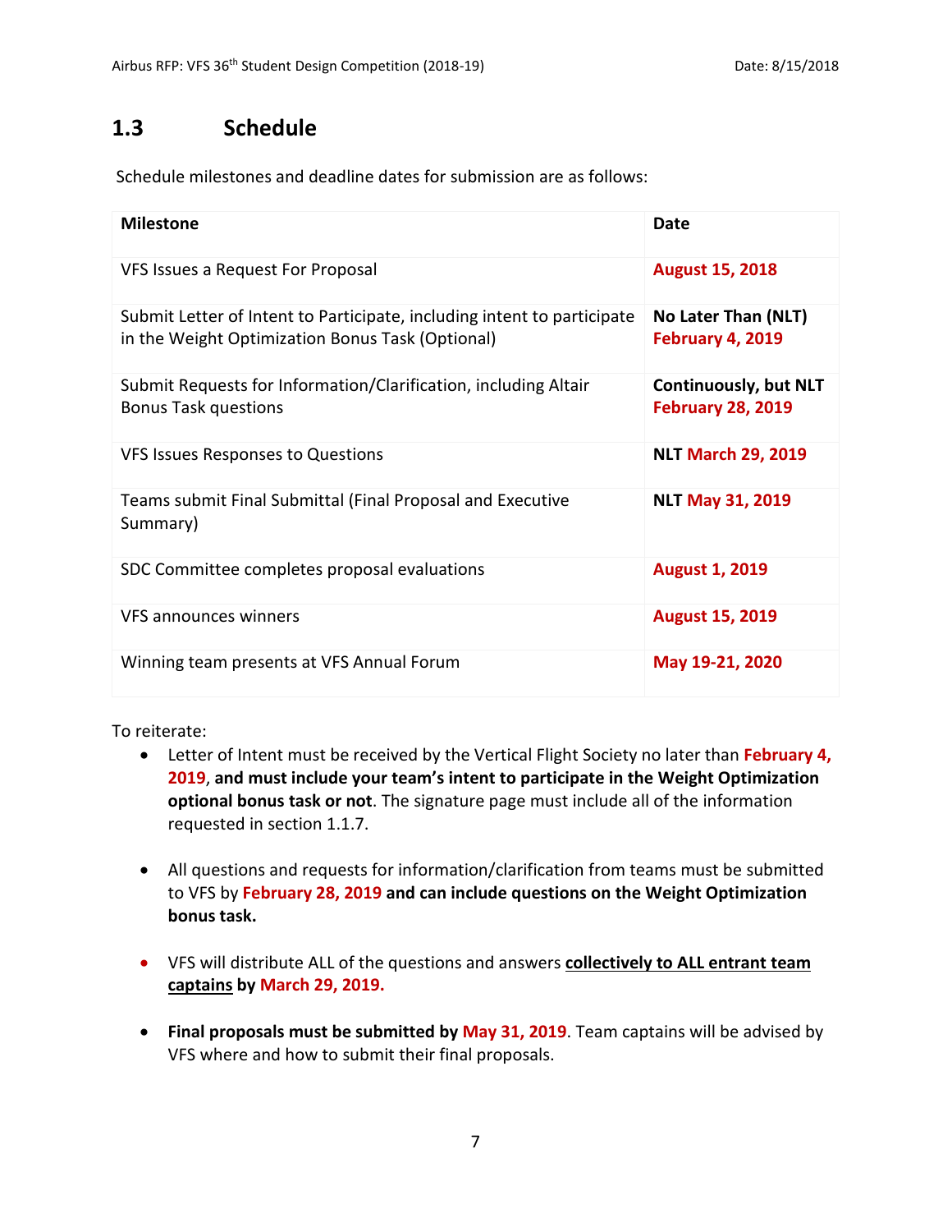## 1.3 Schedule

Schedule milestones and deadline dates for submission are as follows:

| Milestone | Date |
|---|---|
| VFS Issues a Request For Proposal | **August 15, 2018** |
| Submit Letter of Intent to Participate, including intent to participate in the Weight Optimization Bonus Task (Optional) | **No Later Than (NLT) February 4, 2019** |
| Submit Requests for Information/Clarification, including Altair Bonus Task questions | **Continuously, but NLT February 28, 2019** |
| VFS Issues Responses to Questions | **NLT March 29, 2019** |
| Teams submit Final Submittal (Final Proposal and Executive Summary) | **NLT May 31, 2019** |
| SDC Committee completes proposal evaluations | **August 1, 2019** |
| VFS announces winners | **August 15, 2019** |
| Winning team presents at VFS Annual Forum | **May 19-21, 2020** |

To reiterate:

- Letter of Intent must be received by the Vertical Flight Society no later than **February 4, 2019**, **and must include your team's intent to participate in the Weight Optimization optional bonus task or not**. The signature page must include all of the information requested in section 1.1.7.

- All questions and requests for information/clarification from teams must be submitted to VFS by **February 28, 2019 and can include questions on the Weight Optimization bonus task.**

- VFS will distribute ALL of the questions and answers **collectively to ALL entrant team captains by March 29, 2019.**

- **Final proposals must be submitted by May 31, 2019**. Team captains will be advised by VFS where and how to submit their final proposals.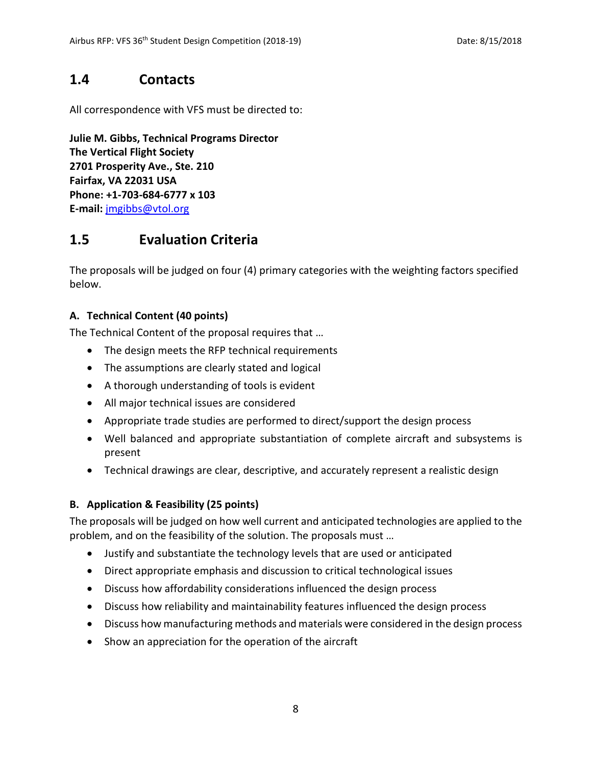## 1.4 Contacts

All correspondence with VFS must be directed to:

**Julie M. Gibbs, Technical Programs Director**
**The Vertical Flight Society**
**2701 Prosperity Ave., Ste. 210**
**Fairfax, VA 22031 USA**
**Phone: +1-703-684-6777 x 103**
**E-mail:** jmgibbs@vtol.org

## 1.5 Evaluation Criteria

The proposals will be judged on four (4) primary categories with the weighting factors specified below.

**A. Technical Content (40 points)**

The Technical Content of the proposal requires that …

- The design meets the RFP technical requirements
- The assumptions are clearly stated and logical
- A thorough understanding of tools is evident
- All major technical issues are considered
- Appropriate trade studies are performed to direct/support the design process
- Well balanced and appropriate substantiation of complete aircraft and subsystems is present
- Technical drawings are clear, descriptive, and accurately represent a realistic design

**B. Application & Feasibility (25 points)**

The proposals will be judged on how well current and anticipated technologies are applied to the problem, and on the feasibility of the solution. The proposals must …

- Justify and substantiate the technology levels that are used or anticipated
- Direct appropriate emphasis and discussion to critical technological issues
- Discuss how affordability considerations influenced the design process
- Discuss how reliability and maintainability features influenced the design process
- Discuss how manufacturing methods and materials were considered in the design process
- Show an appreciation for the operation of the aircraft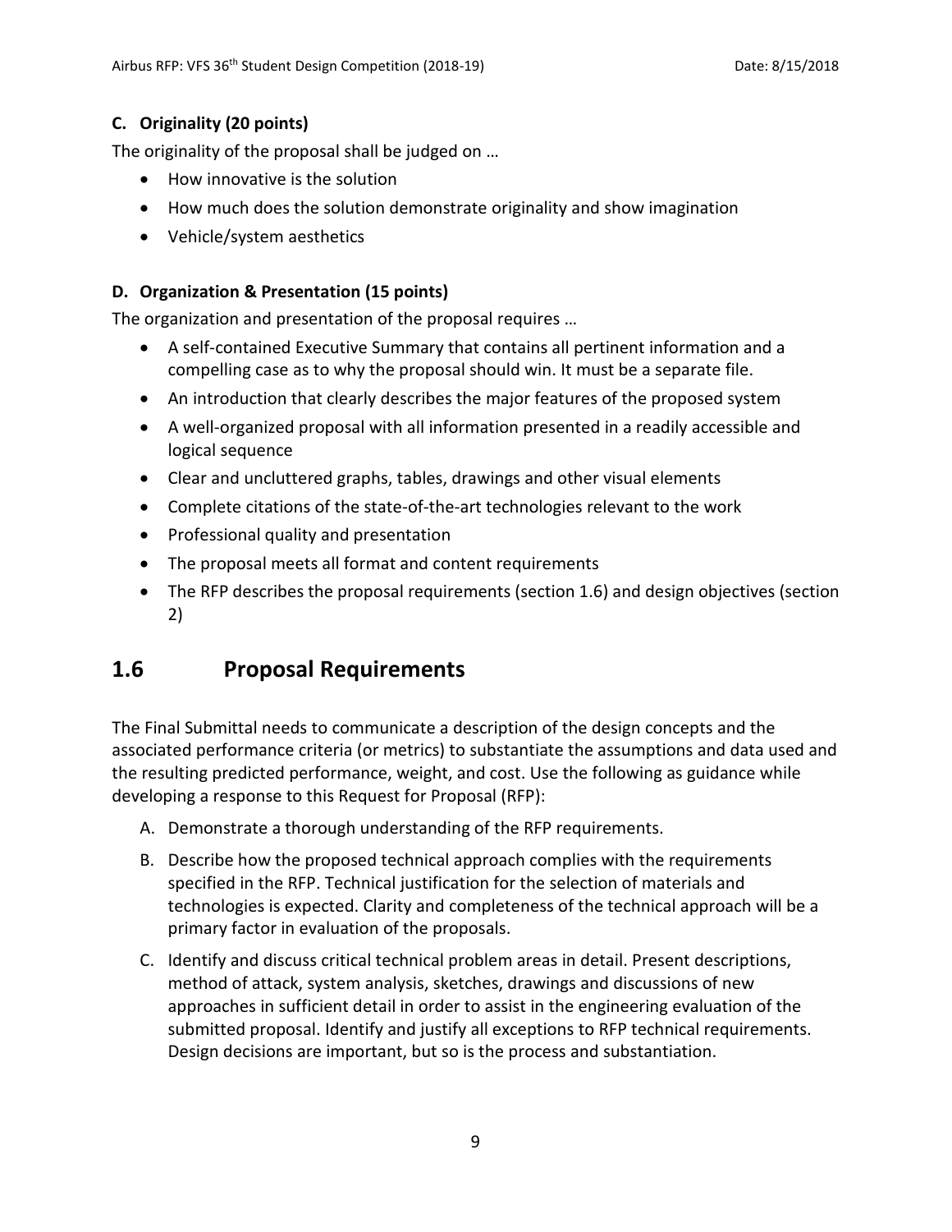### C. Originality (20 points)

The originality of the proposal shall be judged on …

- How innovative is the solution
- How much does the solution demonstrate originality and show imagination
- Vehicle/system aesthetics

### D. Organization & Presentation (15 points)

The organization and presentation of the proposal requires …

- A self-contained Executive Summary that contains all pertinent information and a compelling case as to why the proposal should win. It must be a separate file.
- An introduction that clearly describes the major features of the proposed system
- A well-organized proposal with all information presented in a readily accessible and logical sequence
- Clear and uncluttered graphs, tables, drawings and other visual elements
- Complete citations of the state-of-the-art technologies relevant to the work
- Professional quality and presentation
- The proposal meets all format and content requirements
- The RFP describes the proposal requirements (section 1.6) and design objectives (section 2)

## 1.6 Proposal Requirements

The Final Submittal needs to communicate a description of the design concepts and the associated performance criteria (or metrics) to substantiate the assumptions and data used and the resulting predicted performance, weight, and cost. Use the following as guidance while developing a response to this Request for Proposal (RFP):

A. Demonstrate a thorough understanding of the RFP requirements.

B. Describe how the proposed technical approach complies with the requirements specified in the RFP. Technical justification for the selection of materials and technologies is expected. Clarity and completeness of the technical approach will be a primary factor in evaluation of the proposals.

C. Identify and discuss critical technical problem areas in detail. Present descriptions, method of attack, system analysis, sketches, drawings and discussions of new approaches in sufficient detail in order to assist in the engineering evaluation of the submitted proposal. Identify and justify all exceptions to RFP technical requirements. Design decisions are important, but so is the process and substantiation.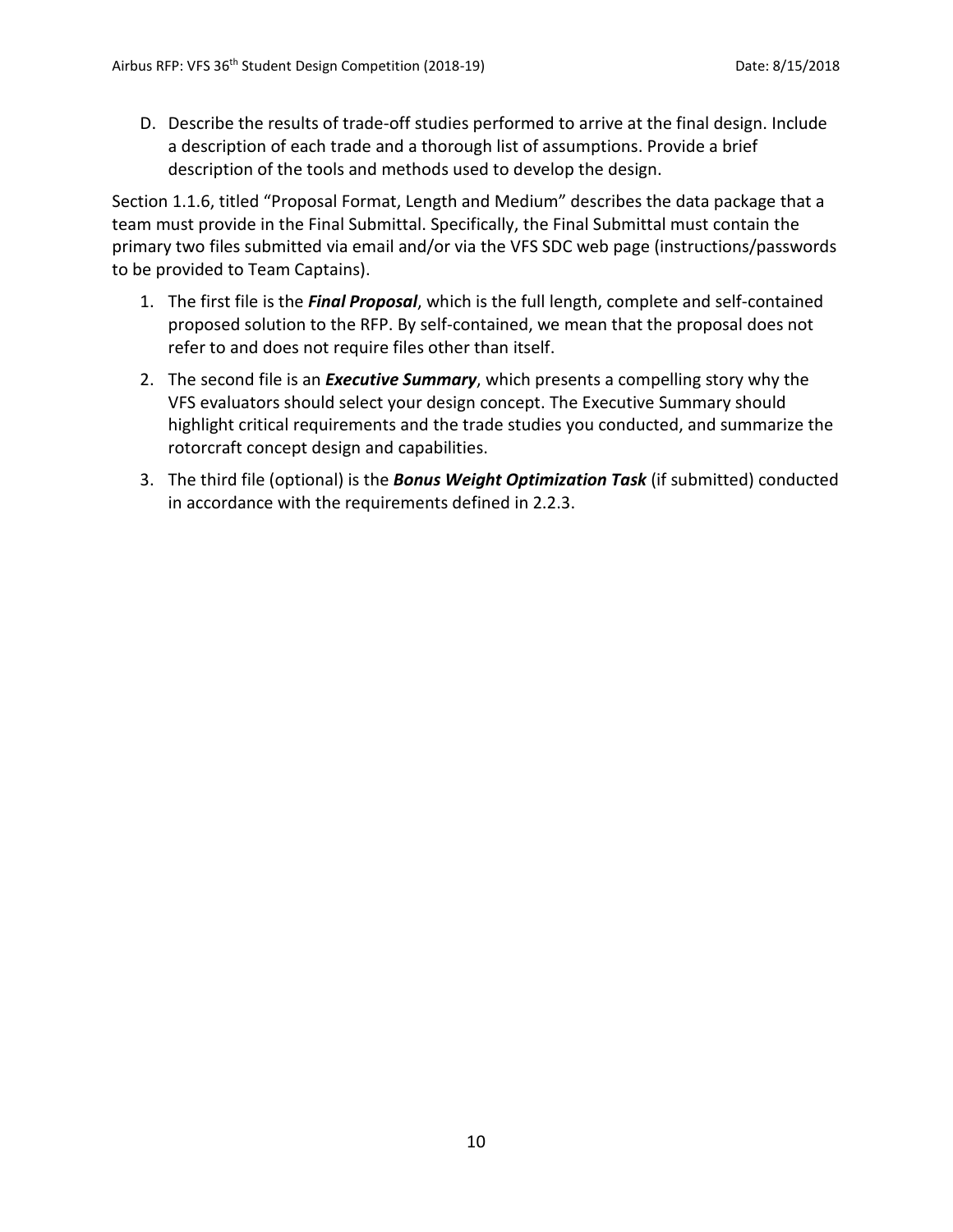D. Describe the results of trade-off studies performed to arrive at the final design. Include a description of each trade and a thorough list of assumptions. Provide a brief description of the tools and methods used to develop the design.

Section 1.1.6, titled "Proposal Format, Length and Medium" describes the data package that a team must provide in the Final Submittal. Specifically, the Final Submittal must contain the primary two files submitted via email and/or via the VFS SDC web page (instructions/passwords to be provided to Team Captains).

1. The first file is the ***Final Proposal***, which is the full length, complete and self-contained proposed solution to the RFP. By self-contained, we mean that the proposal does not refer to and does not require files other than itself.
2. The second file is an ***Executive Summary***, which presents a compelling story why the VFS evaluators should select your design concept. The Executive Summary should highlight critical requirements and the trade studies you conducted, and summarize the rotorcraft concept design and capabilities.
3. The third file (optional) is the ***Bonus Weight Optimization Task*** (if submitted) conducted in accordance with the requirements defined in 2.2.3.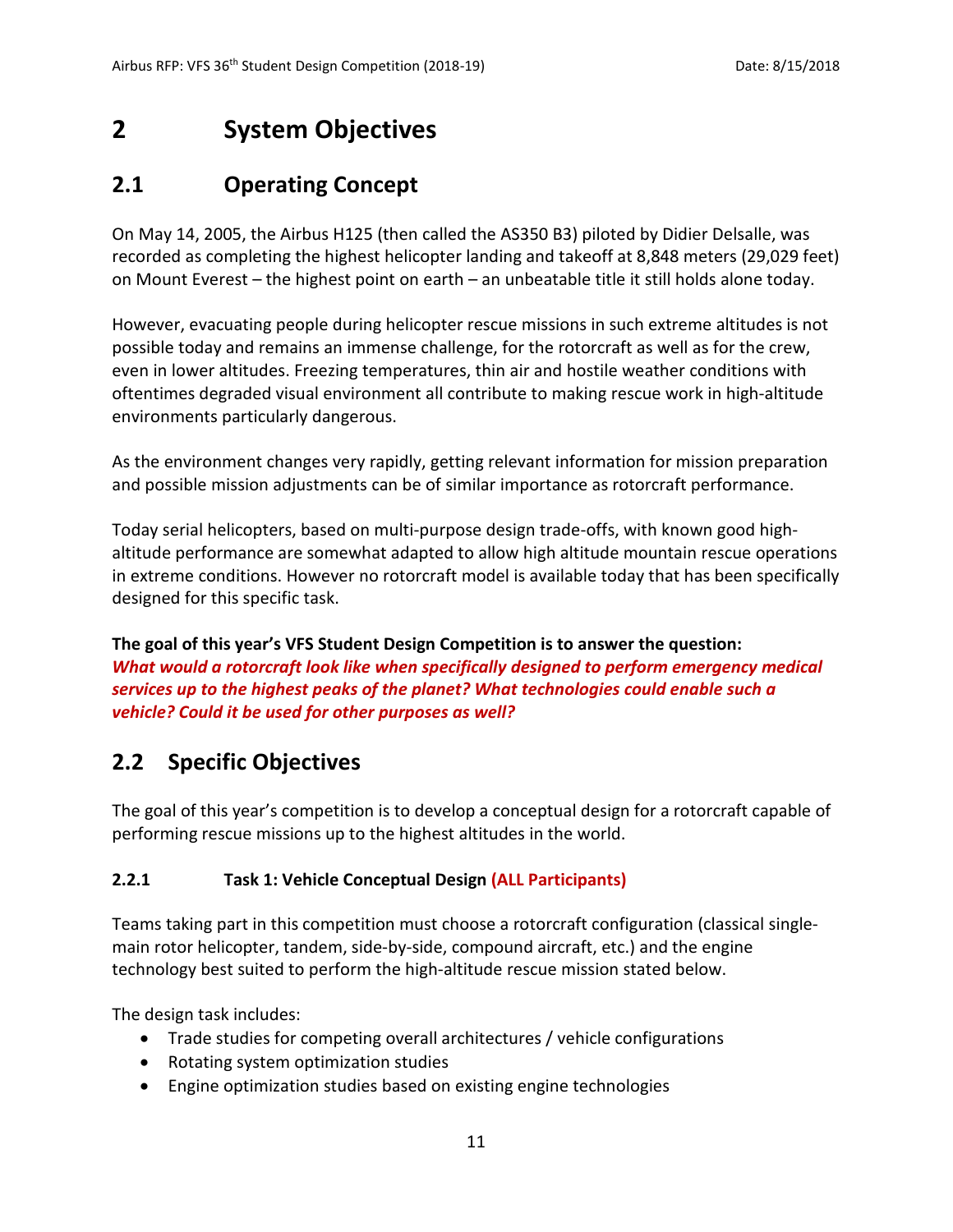# 2 System Objectives

## 2.1 Operating Concept

On May 14, 2005, the Airbus H125 (then called the AS350 B3) piloted by Didier Delsalle, was recorded as completing the highest helicopter landing and takeoff at 8,848 meters (29,029 feet) on Mount Everest – the highest point on earth – an unbeatable title it still holds alone today.

However, evacuating people during helicopter rescue missions in such extreme altitudes is not possible today and remains an immense challenge, for the rotorcraft as well as for the crew, even in lower altitudes. Freezing temperatures, thin air and hostile weather conditions with oftentimes degraded visual environment all contribute to making rescue work in high-altitude environments particularly dangerous.

As the environment changes very rapidly, getting relevant information for mission preparation and possible mission adjustments can be of similar importance as rotorcraft performance.

Today serial helicopters, based on multi-purpose design trade-offs, with known good high-altitude performance are somewhat adapted to allow high altitude mountain rescue operations in extreme conditions. However no rotorcraft model is available today that has been specifically designed for this specific task.

**The goal of this year's VFS Student Design Competition is to answer the question:**
***What would a rotorcraft look like when specifically designed to perform emergency medical services up to the highest peaks of the planet? What technologies could enable such a vehicle? Could it be used for other purposes as well?***

## 2.2 Specific Objectives

The goal of this year's competition is to develop a conceptual design for a rotorcraft capable of performing rescue missions up to the highest altitudes in the world.

### 2.2.1 Task 1: Vehicle Conceptual Design (ALL Participants)

Teams taking part in this competition must choose a rotorcraft configuration (classical single-main rotor helicopter, tandem, side-by-side, compound aircraft, etc.) and the engine technology best suited to perform the high-altitude rescue mission stated below.

The design task includes:

- Trade studies for competing overall architectures / vehicle configurations
- Rotating system optimization studies
- Engine optimization studies based on existing engine technologies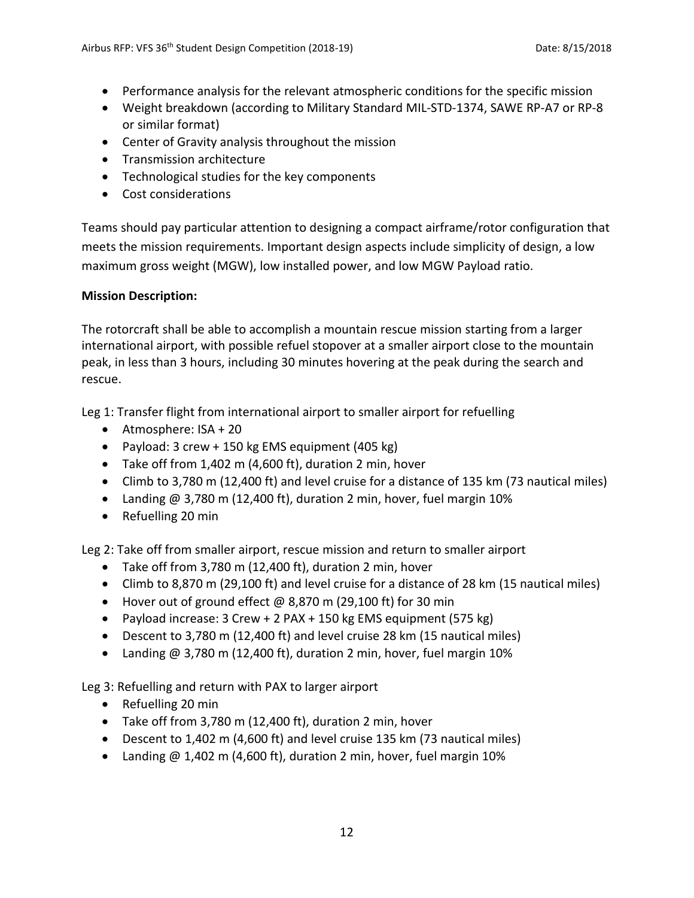- Performance analysis for the relevant atmospheric conditions for the specific mission
- Weight breakdown (according to Military Standard MIL-STD-1374, SAWE RP-A7 or RP-8 or similar format)
- Center of Gravity analysis throughout the mission
- Transmission architecture
- Technological studies for the key components
- Cost considerations

Teams should pay particular attention to designing a compact airframe/rotor configuration that meets the mission requirements. Important design aspects include simplicity of design, a low maximum gross weight (MGW), low installed power, and low MGW Payload ratio.

**Mission Description:**

The rotorcraft shall be able to accomplish a mountain rescue mission starting from a larger international airport, with possible refuel stopover at a smaller airport close to the mountain peak, in less than 3 hours, including 30 minutes hovering at the peak during the search and rescue.

Leg 1: Transfer flight from international airport to smaller airport for refuelling

- Atmosphere: ISA + 20
- Payload: 3 crew + 150 kg EMS equipment (405 kg)
- Take off from 1,402 m (4,600 ft), duration 2 min, hover
- Climb to 3,780 m (12,400 ft) and level cruise for a distance of 135 km (73 nautical miles)
- Landing @ 3,780 m (12,400 ft), duration 2 min, hover, fuel margin 10%
- Refuelling 20 min

Leg 2: Take off from smaller airport, rescue mission and return to smaller airport

- Take off from 3,780 m (12,400 ft), duration 2 min, hover
- Climb to 8,870 m (29,100 ft) and level cruise for a distance of 28 km (15 nautical miles)
- Hover out of ground effect @ 8,870 m (29,100 ft) for 30 min
- Payload increase: 3 Crew + 2 PAX + 150 kg EMS equipment (575 kg)
- Descent to 3,780 m (12,400 ft) and level cruise 28 km (15 nautical miles)
- Landing @ 3,780 m (12,400 ft), duration 2 min, hover, fuel margin 10%

Leg 3: Refuelling and return with PAX to larger airport

- Refuelling 20 min
- Take off from 3,780 m (12,400 ft), duration 2 min, hover
- Descent to 1,402 m (4,600 ft) and level cruise 135 km (73 nautical miles)
- Landing @ 1,402 m (4,600 ft), duration 2 min, hover, fuel margin 10%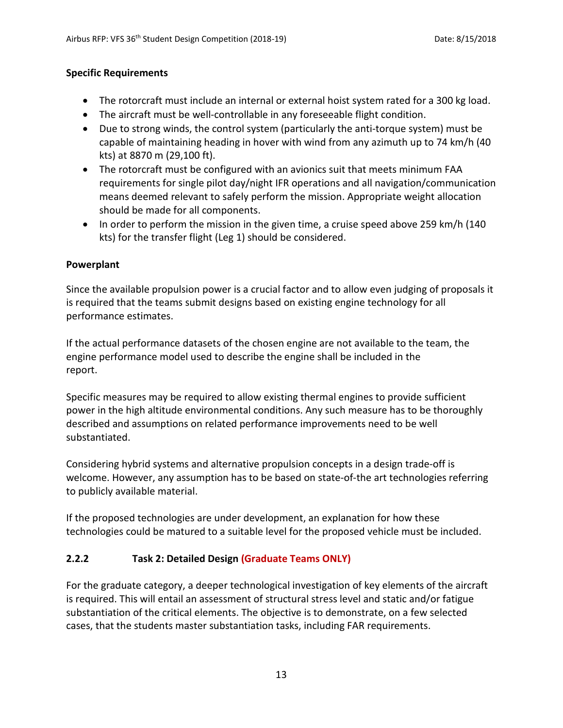**Specific Requirements**

- The rotorcraft must include an internal or external hoist system rated for a 300 kg load.
- The aircraft must be well-controllable in any foreseeable flight condition.
- Due to strong winds, the control system (particularly the anti-torque system) must be capable of maintaining heading in hover with wind from any azimuth up to 74 km/h (40 kts) at 8870 m (29,100 ft).
- The rotorcraft must be configured with an avionics suit that meets minimum FAA requirements for single pilot day/night IFR operations and all navigation/communication means deemed relevant to safely perform the mission. Appropriate weight allocation should be made for all components.
- In order to perform the mission in the given time, a cruise speed above 259 km/h (140 kts) for the transfer flight (Leg 1) should be considered.

**Powerplant**

Since the available propulsion power is a crucial factor and to allow even judging of proposals it is required that the teams submit designs based on existing engine technology for all performance estimates.

If the actual performance datasets of the chosen engine are not available to the team, the engine performance model used to describe the engine shall be included in the report.

Specific measures may be required to allow existing thermal engines to provide sufficient power in the high altitude environmental conditions. Any such measure has to be thoroughly described and assumptions on related performance improvements need to be well substantiated.

Considering hybrid systems and alternative propulsion concepts in a design trade-off is welcome. However, any assumption has to be based on state-of-the art technologies referring to publicly available material.

If the proposed technologies are under development, an explanation for how these technologies could be matured to a suitable level for the proposed vehicle must be included.

### 2.2.2 Task 2: Detailed Design (Graduate Teams ONLY)

For the graduate category, a deeper technological investigation of key elements of the aircraft is required. This will entail an assessment of structural stress level and static and/or fatigue substantiation of the critical elements. The objective is to demonstrate, on a few selected cases, that the students master substantiation tasks, including FAR requirements.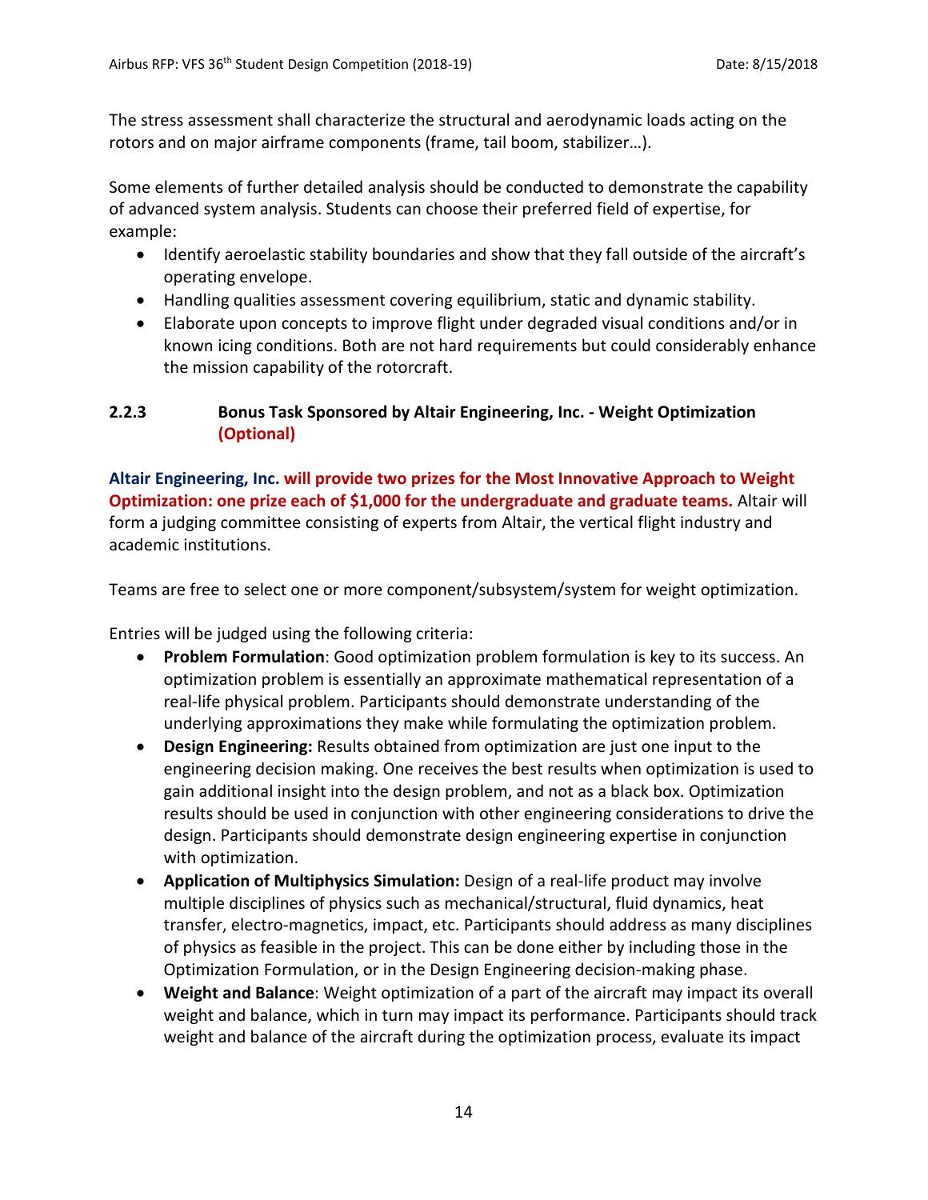The stress assessment shall characterize the structural and aerodynamic loads acting on the rotors and on major airframe components (frame, tail boom, stabilizer…).

Some elements of further detailed analysis should be conducted to demonstrate the capability of advanced system analysis. Students can choose their preferred field of expertise, for example:

- Identify aeroelastic stability boundaries and show that they fall outside of the aircraft's operating envelope.
- Handling qualities assessment covering equilibrium, static and dynamic stability.
- Elaborate upon concepts to improve flight under degraded visual conditions and/or in known icing conditions. Both are not hard requirements but could considerably enhance the mission capability of the rotorcraft.

### 2.2.3 Bonus Task Sponsored by Altair Engineering, Inc. - Weight Optimization (Optional)

**Altair Engineering, Inc. will provide two prizes for the Most Innovative Approach to Weight Optimization: one prize each of $1,000 for the undergraduate and graduate teams.** Altair will form a judging committee consisting of experts from Altair, the vertical flight industry and academic institutions.

Teams are free to select one or more component/subsystem/system for weight optimization.

Entries will be judged using the following criteria:

- **Problem Formulation**: Good optimization problem formulation is key to its success. An optimization problem is essentially an approximate mathematical representation of a real-life physical problem. Participants should demonstrate understanding of the underlying approximations they make while formulating the optimization problem.
- **Design Engineering:** Results obtained from optimization are just one input to the engineering decision making. One receives the best results when optimization is used to gain additional insight into the design problem, and not as a black box. Optimization results should be used in conjunction with other engineering considerations to drive the design. Participants should demonstrate design engineering expertise in conjunction with optimization.
- **Application of Multiphysics Simulation:** Design of a real-life product may involve multiple disciplines of physics such as mechanical/structural, fluid dynamics, heat transfer, electro-magnetics, impact, etc. Participants should address as many disciplines of physics as feasible in the project. This can be done either by including those in the Optimization Formulation, or in the Design Engineering decision-making phase.
- **Weight and Balance**: Weight optimization of a part of the aircraft may impact its overall weight and balance, which in turn may impact its performance. Participants should track weight and balance of the aircraft during the optimization process, evaluate its impact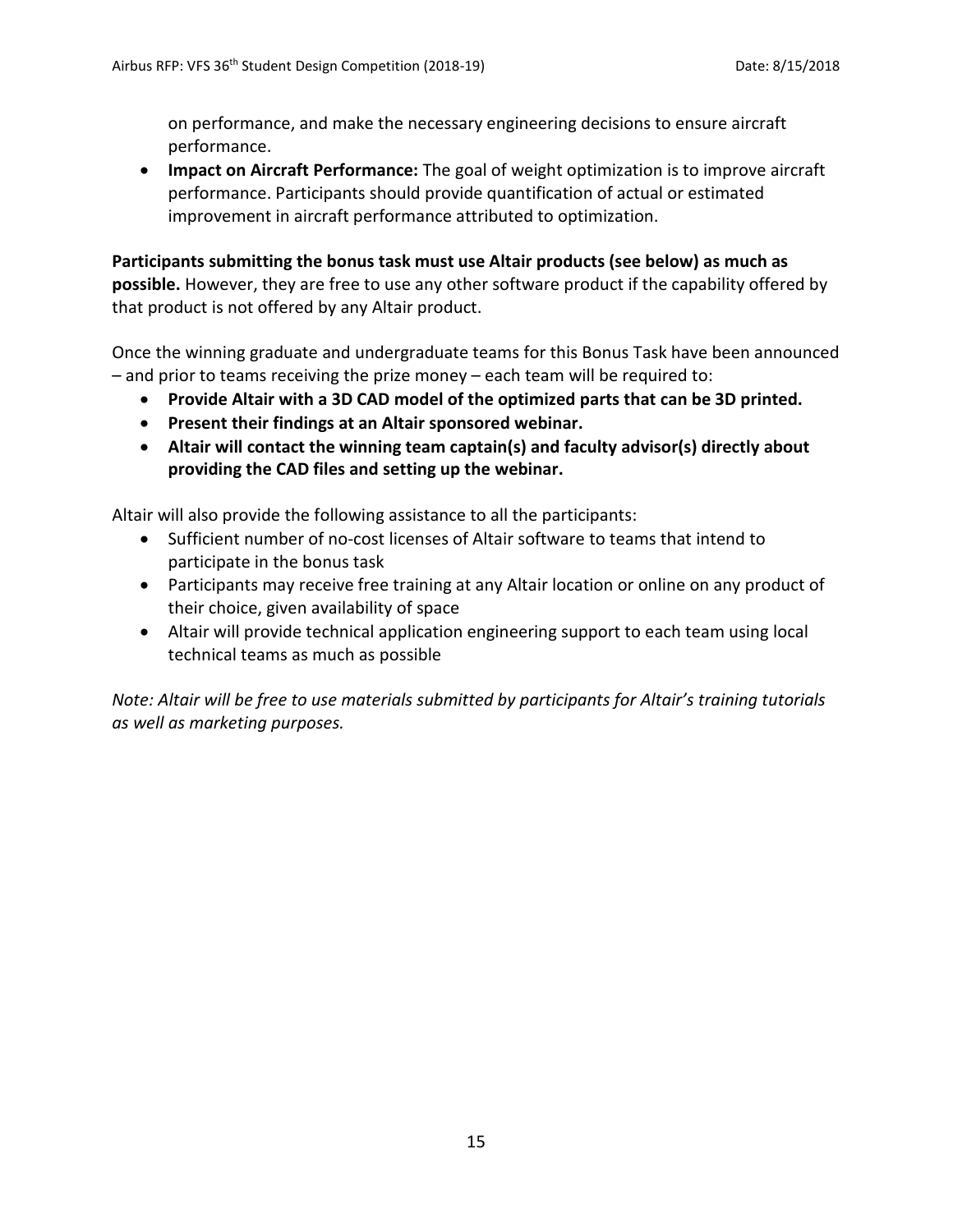on performance, and make the necessary engineering decisions to ensure aircraft performance.

- **Impact on Aircraft Performance:** The goal of weight optimization is to improve aircraft performance. Participants should provide quantification of actual or estimated improvement in aircraft performance attributed to optimization.

**Participants submitting the bonus task must use Altair products (see below) as much as possible.** However, they are free to use any other software product if the capability offered by that product is not offered by any Altair product.

Once the winning graduate and undergraduate teams for this Bonus Task have been announced – and prior to teams receiving the prize money – each team will be required to:

- **Provide Altair with a 3D CAD model of the optimized parts that can be 3D printed.**
- **Present their findings at an Altair sponsored webinar.**
- **Altair will contact the winning team captain(s) and faculty advisor(s) directly about providing the CAD files and setting up the webinar.**

Altair will also provide the following assistance to all the participants:

- Sufficient number of no-cost licenses of Altair software to teams that intend to participate in the bonus task
- Participants may receive free training at any Altair location or online on any product of their choice, given availability of space
- Altair will provide technical application engineering support to each team using local technical teams as much as possible

*Note: Altair will be free to use materials submitted by participants for Altair's training tutorials as well as marketing purposes.*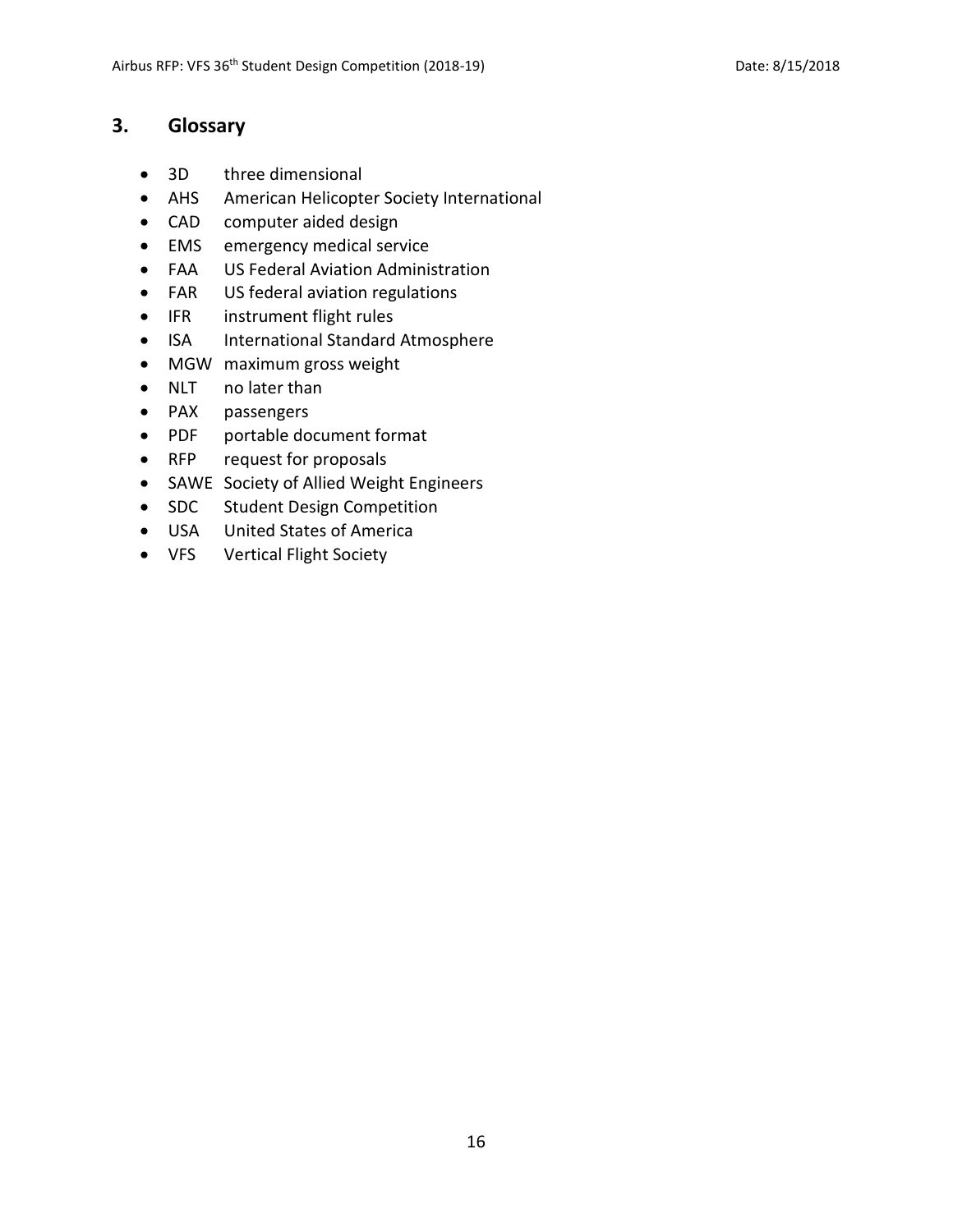## 3. Glossary

- 3D three dimensional
- AHS American Helicopter Society International
- CAD computer aided design
- EMS emergency medical service
- FAA US Federal Aviation Administration
- FAR US federal aviation regulations
- IFR instrument flight rules
- ISA International Standard Atmosphere
- MGW maximum gross weight
- NLT no later than
- PAX passengers
- PDF portable document format
- RFP request for proposals
- SAWE Society of Allied Weight Engineers
- SDC Student Design Competition
- USA United States of America
- VFS Vertical Flight Society